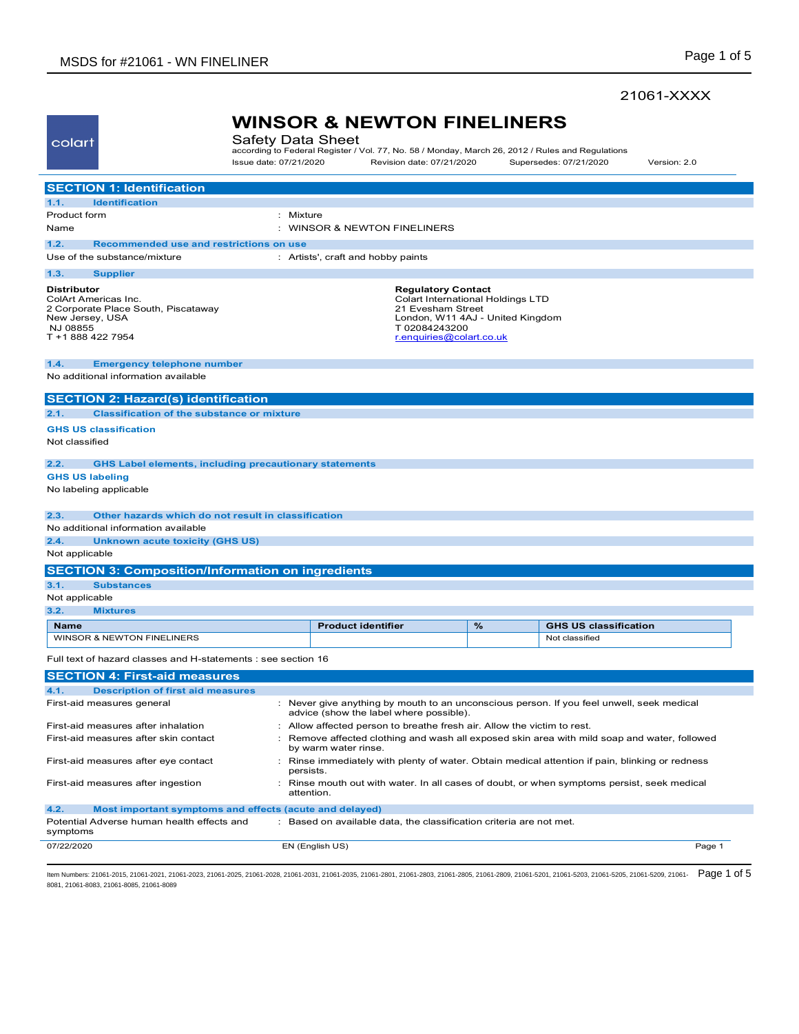21061-XXXX

colart

# WINSOR & NEWTON FINELINERS

Safety Data Sheet

according to Federal Register / Vol. 77, No. 58 / Monday, March 26, 2012 / Rules and Regulations

Issue date: 07/21/2020 Revision date: 07/21/2020 Supersedes: 07/21/2020 Version: 2.0

## SECTION 1: Identification

### 1.1. Identification

Product form : Mixture

Name : WINSOR & NEWTON FINELINERS

### 1.2. Recommended use and restrictions on use

Use of the substance/mixture : Artists', craft and hobby paints

### 1.3. Supplier

**Distributor**
ColArt Americas Inc.
2 Corporate Place South, Piscataway
New Jersey, USA
NJ 08855
T +1 888 422 7954

**Regulatory Contact**
Colart International Holdings LTD
21 Evesham Street
London, W11 4AJ - United Kingdom
T 02084243200
r.enquiries@colart.co.uk

### 1.4. Emergency telephone number

No additional information available

## SECTION 2: Hazard(s) identification

### 2.1. Classification of the substance or mixture

**GHS US classification**

Not classified

### 2.2. GHS Label elements, including precautionary statements

**GHS US labeling**

No labeling applicable

### 2.3. Other hazards which do not result in classification

No additional information available

### 2.4. Unknown acute toxicity (GHS US)

Not applicable

## SECTION 3: Composition/Information on ingredients

### 3.1. Substances

Not applicable

### 3.2. Mixtures

| Name | Product identifier | % | GHS US classification |
|---|---|---|---|
| WINSOR & NEWTON FINELINERS | | | Not classified |

Full text of hazard classes and H-statements : see section 16

## SECTION 4: First-aid measures

### 4.1. Description of first aid measures

First-aid measures general : Never give anything by mouth to an unconscious person. If you feel unwell, seek medical advice (show the label where possible).

First-aid measures after inhalation : Allow affected person to breathe fresh air. Allow the victim to rest.

First-aid measures after skin contact : Remove affected clothing and wash all exposed skin area with mild soap and water, followed by warm water rinse.

First-aid measures after eye contact : Rinse immediately with plenty of water. Obtain medical attention if pain, blinking or redness persists.

First-aid measures after ingestion : Rinse mouth out with water. In all cases of doubt, or when symptoms persist, seek medical attention.

### 4.2. Most important symptoms and effects (acute and delayed)

Potential Adverse human health effects and symptoms : Based on available data, the classification criteria are not met.

Item Numbers: 21061-2015, 21061-2021, 21061-2023, 21061-2025, 21061-2028, 21061-2031, 21061-2035, 21061-2801, 21061-2803, 21061-2805, 21061-2809, 21061-5201, 21061-5203, 21061-5205, 21061-5209, 21061-8081, 21061-8083, 21061-8085, 21061-8089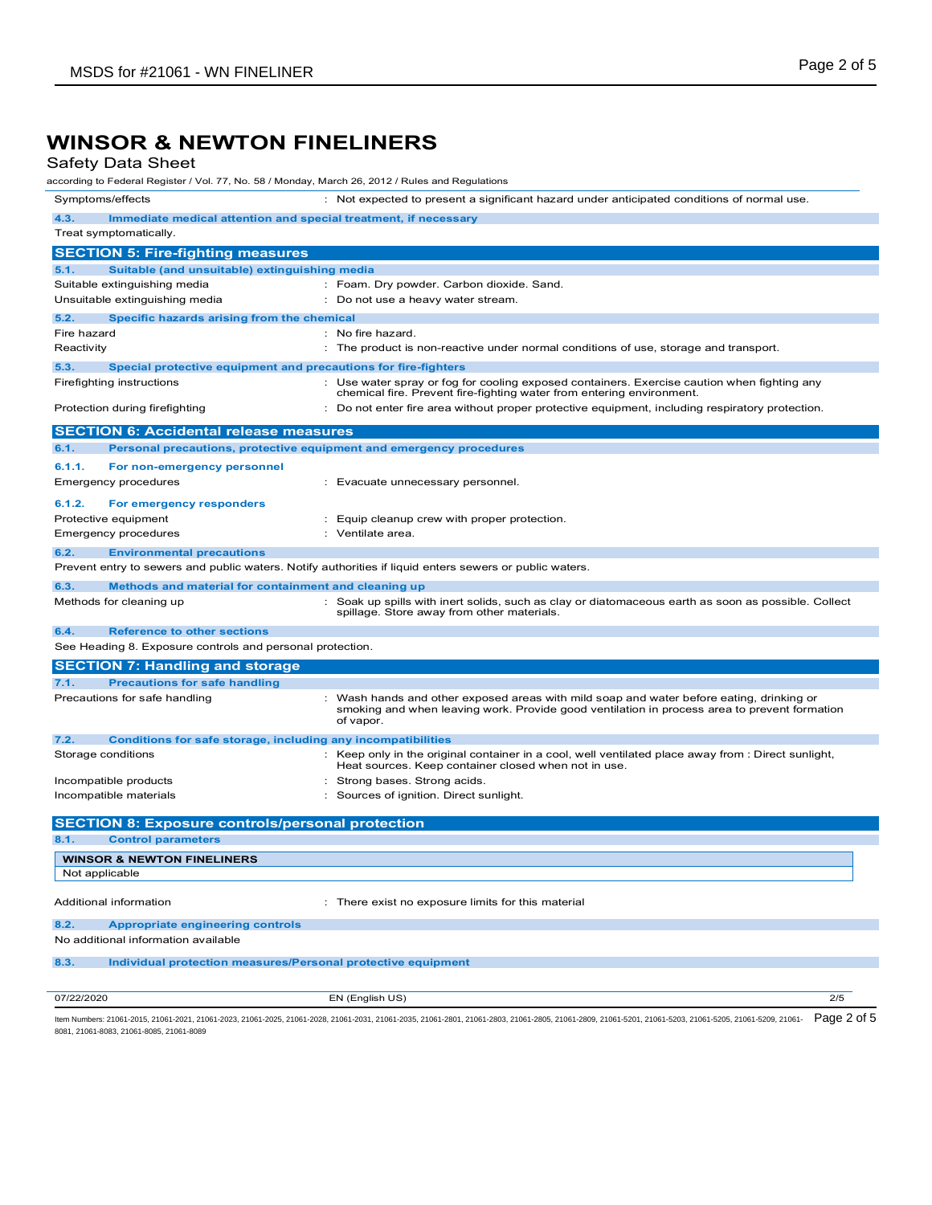# WINSOR & NEWTON FINELINERS

Safety Data Sheet

according to Federal Register / Vol. 77, No. 58 / Monday, March 26, 2012 / Rules and Regulations

Symptoms/effects : Not expected to present a significant hazard under anticipated conditions of normal use.

### 4.3. Immediate medical attention and special treatment, if necessary

Treat symptomatically.

## SECTION 5: Fire-fighting measures

### 5.1. Suitable (and unsuitable) extinguishing media

Suitable extinguishing media : Foam. Dry powder. Carbon dioxide. Sand.

Unsuitable extinguishing media : Do not use a heavy water stream.

### 5.2. Specific hazards arising from the chemical

Fire hazard : No fire hazard.

Reactivity : The product is non-reactive under normal conditions of use, storage and transport.

### 5.3. Special protective equipment and precautions for fire-fighters

Firefighting instructions : Use water spray or fog for cooling exposed containers. Exercise caution when fighting any chemical fire. Prevent fire-fighting water from entering environment.

Protection during firefighting : Do not enter fire area without proper protective equipment, including respiratory protection.

## SECTION 6: Accidental release measures

### 6.1. Personal precautions, protective equipment and emergency procedures

#### 6.1.1. For non-emergency personnel

Emergency procedures : Evacuate unnecessary personnel.

#### 6.1.2. For emergency responders

Protective equipment : Equip cleanup crew with proper protection.

Emergency procedures : Ventilate area.

### 6.2. Environmental precautions

Prevent entry to sewers and public waters. Notify authorities if liquid enters sewers or public waters.

### 6.3. Methods and material for containment and cleaning up

Methods for cleaning up : Soak up spills with inert solids, such as clay or diatomaceous earth as soon as possible. Collect spillage. Store away from other materials.

### 6.4. Reference to other sections

See Heading 8. Exposure controls and personal protection.

## SECTION 7: Handling and storage

### 7.1. Precautions for safe handling

Precautions for safe handling : Wash hands and other exposed areas with mild soap and water before eating, drinking or smoking and when leaving work. Provide good ventilation in process area to prevent formation of vapor.

### 7.2. Conditions for safe storage, including any incompatibilities

Storage conditions : Keep only in the original container in a cool, well ventilated place away from : Direct sunlight, Heat sources. Keep container closed when not in use.

Incompatible products : Strong bases. Strong acids.

Incompatible materials : Sources of ignition. Direct sunlight.

## SECTION 8: Exposure controls/personal protection

### 8.1. Control parameters

| WINSOR & NEWTON FINELINERS |
|---|
| Not applicable |

Additional information : There exist no exposure limits for this material

### 8.2. Appropriate engineering controls

No additional information available

### 8.3. Individual protection measures/Personal protective equipment

07/22/2020 EN (English US)

Item Numbers: 21061-2015, 21061-2021, 21061-2023, 21061-2025, 21061-2028, 21061-2031, 21061-2035, 21061-2801, 21061-2803, 21061-2805, 21061-2809, 21061-5201, 21061-5203, 21061-5205, 21061-5209, 21061-8081, 21061-8083, 21061-8085, 21061-8089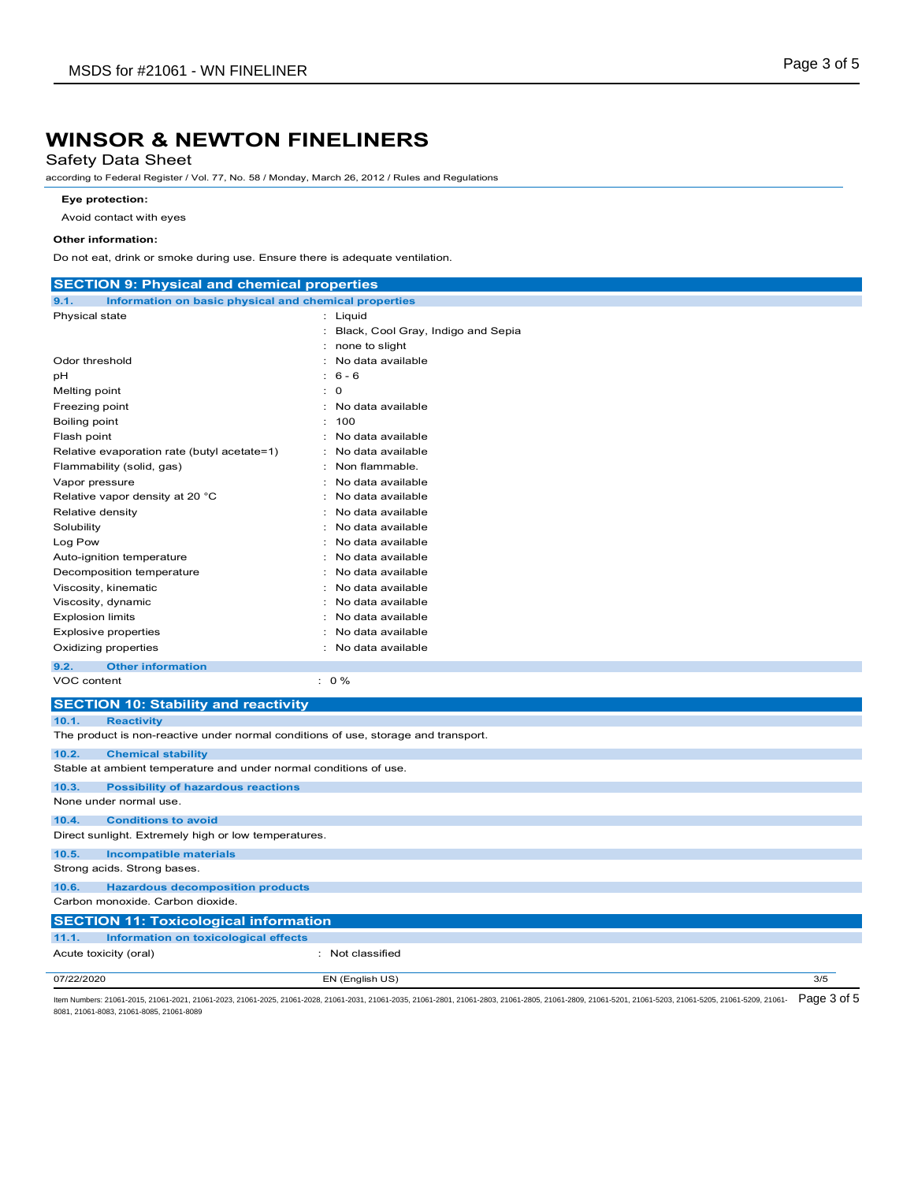# WINSOR & NEWTON FINELINERS

Safety Data Sheet

according to Federal Register / Vol. 77, No. 58 / Monday, March 26, 2012 / Rules and Regulations

**Eye protection:**

Avoid contact with eyes

**Other information:**

Do not eat, drink or smoke during use. Ensure there is adequate ventilation.

## SECTION 9: Physical and chemical properties

### 9.1. Information on basic physical and chemical properties

| | |
|---|---|
| Physical state | : Liquid |
| | : Black, Cool Gray, Indigo and Sepia |
| | : none to slight |
| Odor threshold | : No data available |
| pH | : 6 - 6 |
| Melting point | : 0 |
| Freezing point | : No data available |
| Boiling point | : 100 |
| Flash point | : No data available |
| Relative evaporation rate (butyl acetate=1) | : No data available |
| Flammability (solid, gas) | : Non flammable. |
| Vapor pressure | : No data available |
| Relative vapor density at 20 °C | : No data available |
| Relative density | : No data available |
| Solubility | : No data available |
| Log Pow | : No data available |
| Auto-ignition temperature | : No data available |
| Decomposition temperature | : No data available |
| Viscosity, kinematic | : No data available |
| Viscosity, dynamic | : No data available |
| Explosion limits | : No data available |
| Explosive properties | : No data available |
| Oxidizing properties | : No data available |

### 9.2. Other information

| | |
|---|---|
| VOC content | : 0 % |

## SECTION 10: Stability and reactivity

### 10.1. Reactivity

The product is non-reactive under normal conditions of use, storage and transport.

### 10.2. Chemical stability

Stable at ambient temperature and under normal conditions of use.

### 10.3. Possibility of hazardous reactions

None under normal use.

### 10.4. Conditions to avoid

Direct sunlight. Extremely high or low temperatures.

### 10.5. Incompatible materials

Strong acids. Strong bases.

### 10.6. Hazardous decomposition products

Carbon monoxide. Carbon dioxide.

## SECTION 11: Toxicological information

### 11.1. Information on toxicological effects

| | |
|---|---|
| Acute toxicity (oral) | : Not classified |

Item Numbers: 21061-2015, 21061-2021, 21061-2023, 21061-2025, 21061-2028, 21061-2031, 21061-2035, 21061-2801, 21061-2803, 21061-2805, 21061-2809, 21061-5201, 21061-5203, 21061-5205, 21061-5209, 21061-8081, 21061-8083, 21061-8085, 21061-8089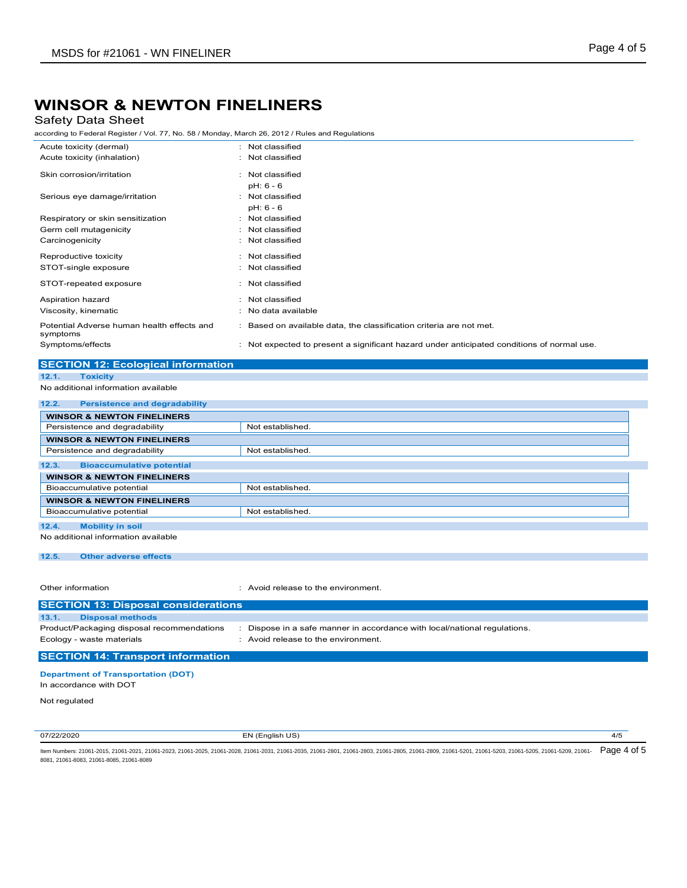# WINSOR & NEWTON FINELINERS

Safety Data Sheet

according to Federal Register / Vol. 77, No. 58 / Monday, March 26, 2012 / Rules and Regulations

| | |
|---|---|
| Acute toxicity (dermal) | : Not classified |
| Acute toxicity (inhalation) | : Not classified |
| Skin corrosion/irritation | : Not classified<br>pH: 6 - 6 |
| Serious eye damage/irritation | : Not classified<br>pH: 6 - 6 |
| Respiratory or skin sensitization | : Not classified |
| Germ cell mutagenicity | : Not classified |
| Carcinogenicity | : Not classified |
| Reproductive toxicity | : Not classified |
| STOT-single exposure | : Not classified |
| STOT-repeated exposure | : Not classified |
| Aspiration hazard | : Not classified |
| Viscosity, kinematic | : No data available |
| Potential Adverse human health effects and symptoms | : Based on available data, the classification criteria are not met. |
| Symptoms/effects | : Not expected to present a significant hazard under anticipated conditions of normal use. |

## SECTION 12: Ecological information

### 12.1. Toxicity

No additional information available

### 12.2. Persistence and degradability

| WINSOR & NEWTON FINELINERS | |
|---|---|
| Persistence and degradability | Not established. |
| **WINSOR & NEWTON FINELINERS** | |
| Persistence and degradability | Not established. |

### 12.3. Bioaccumulative potential

| WINSOR & NEWTON FINELINERS | |
|---|---|
| Bioaccumulative potential | Not established. |
| **WINSOR & NEWTON FINELINERS** | |
| Bioaccumulative potential | Not established. |

### 12.4. Mobility in soil

No additional information available

### 12.5. Other adverse effects

Other information : Avoid release to the environment.

## SECTION 13: Disposal considerations

### 13.1. Disposal methods

| | |
|---|---|
| Product/Packaging disposal recommendations | : Dispose in a safe manner in accordance with local/national regulations. |
| Ecology - waste materials | : Avoid release to the environment. |

## SECTION 14: Transport information

**Department of Transportation (DOT)**

In accordance with DOT

Not regulated

07/22/2020 EN (English US)

Item Numbers: 21061-2015, 21061-2021, 21061-2023, 21061-2025, 21061-2028, 21061-2031, 21061-2035, 21061-2801, 21061-2803, 21061-2805, 21061-2809, 21061-5201, 21061-5203, 21061-5205, 21061-5209, 21061-8081, 21061-8083, 21061-8085, 21061-8089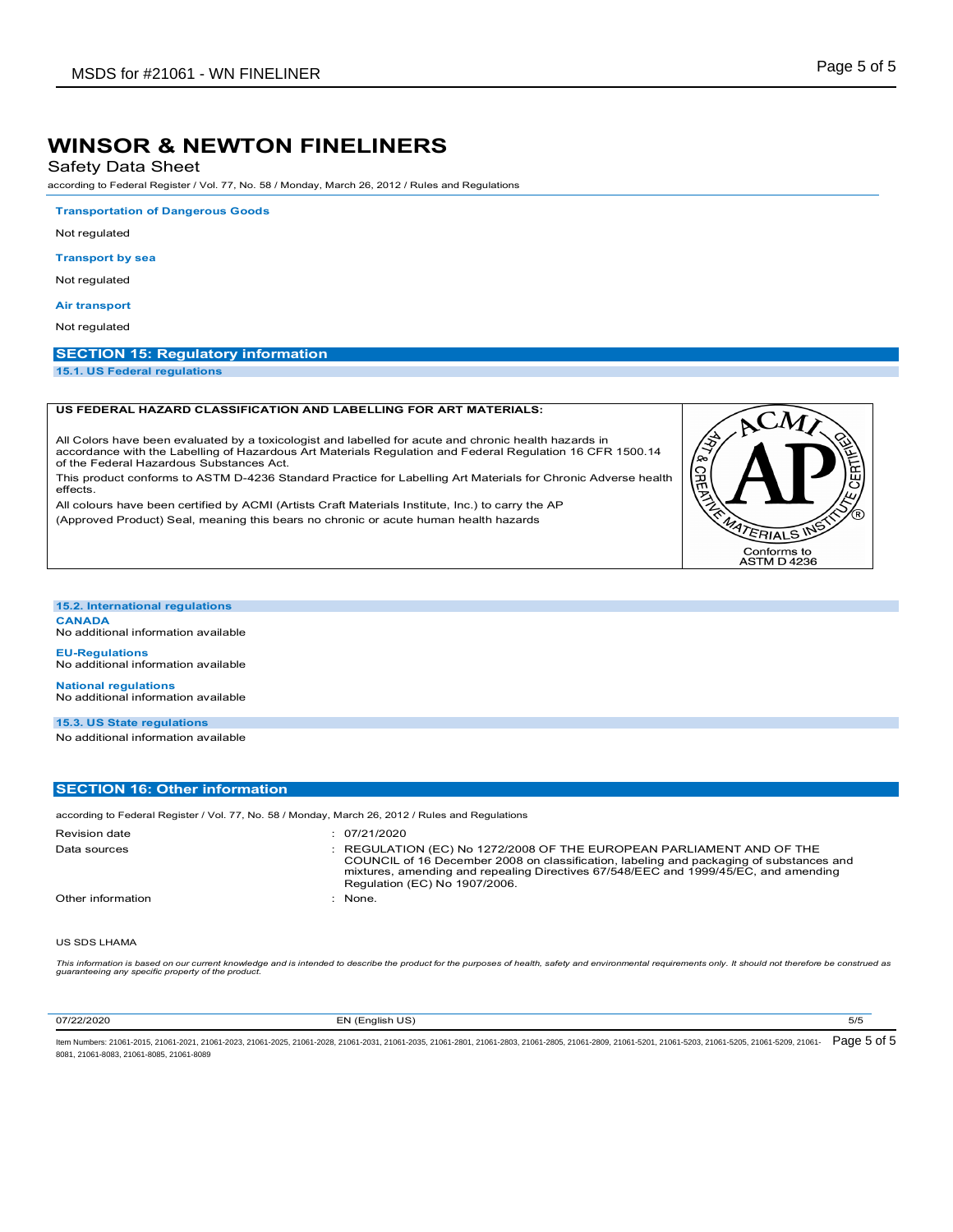**Transportation of Dangerous Goods**

Not regulated

**Transport by sea**

Not regulated

**Air transport**

Not regulated

## SECTION 15: Regulatory information

### 15.1. US Federal regulations

**US FEDERAL HAZARD CLASSIFICATION AND LABELLING FOR ART MATERIALS:**

All Colors have been evaluated by a toxicologist and labelled for acute and chronic health hazards in accordance with the Labelling of Hazardous Art Materials Regulation and Federal Regulation 16 CFR 1500.14 of the Federal Hazardous Substances Act.

This product conforms to ASTM D-4236 Standard Practice for Labelling Art Materials for Chronic Adverse health effects.

All colours have been certified by ACMI (Artists Craft Materials Institute, Inc.) to carry the AP (Approved Product) Seal, meaning this bears no chronic or acute human health hazards

ACMI ART & CREATIVE MATERIALS INSTITUTE CERTIFIED AP ®
Conforms to ASTM D 4236

### 15.2. International regulations

**CANADA**
No additional information available

**EU-Regulations**
No additional information available

**National regulations**
No additional information available

### 15.3. US State regulations

No additional information available

## SECTION 16: Other information

according to Federal Register / Vol. 77, No. 58 / Monday, March 26, 2012 / Rules and Regulations

| | |
|---|---|
| Revision date | : 07/21/2020 |
| Data sources | : REGULATION (EC) No 1272/2008 OF THE EUROPEAN PARLIAMENT AND OF THE COUNCIL of 16 December 2008 on classification, labeling and packaging of substances and mixtures, amending and repealing Directives 67/548/EEC and 1999/45/EC, and amending Regulation (EC) No 1907/2006. |
| Other information | : None. |

US SDS LHAMA

*This information is based on our current knowledge and is intended to describe the product for the purposes of health, safety and environmental requirements only. It should not therefore be construed as guaranteeing any specific property of the product.*

Item Numbers: 21061-2015, 21061-2021, 21061-2023, 21061-2025, 21061-2028, 21061-2031, 21061-2035, 21061-2801, 21061-2803, 21061-2805, 21061-2809, 21061-5201, 21061-5203, 21061-5205, 21061-5209, 21061-8081, 21061-8083, 21061-8085, 21061-8089